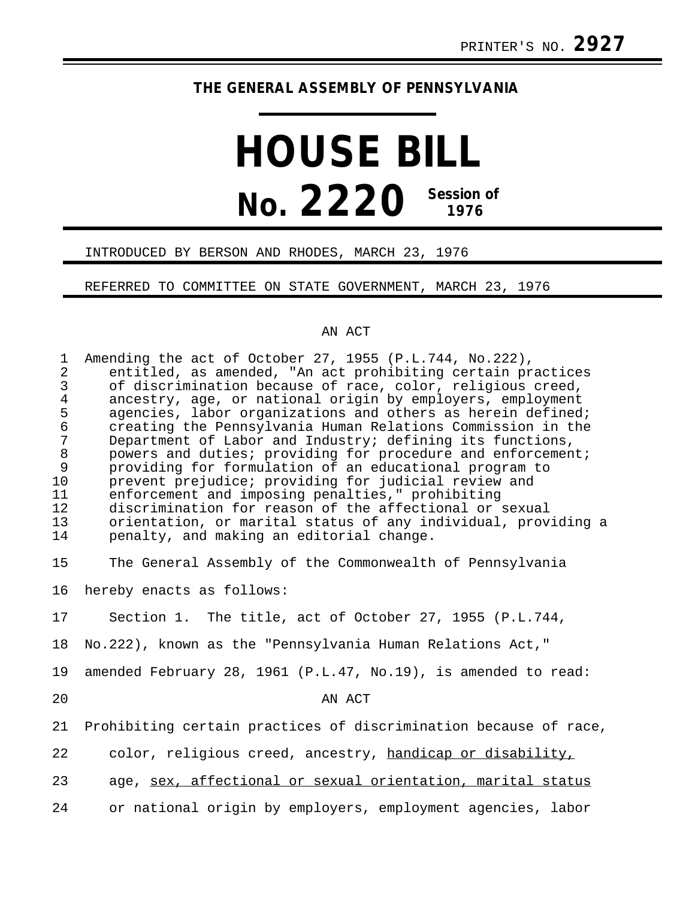PRINTER'S NO. **2927**

**THE GENERAL ASSEMBLY OF PENNSYLVANIA**

# HOUSE BILL

# No. 2220 Session of 1976

INTRODUCED BY BERSON AND RHODES, MARCH 23, 1976

REFERRED TO COMMITTEE ON STATE GOVERNMENT, MARCH 23, 1976

AN ACT

Amending the act of October 27, 1955 (P.L.744, No.222), entitled, as amended, "An act prohibiting certain practices of discrimination because of race, color, religious creed, ancestry, age, or national origin by employers, employment agencies, labor organizations and others as herein defined; creating the Pennsylvania Human Relations Commission in the Department of Labor and Industry; defining its functions, powers and duties; providing for procedure and enforcement; providing for formulation of an educational program to prevent prejudice; providing for judicial review and enforcement and imposing penalties," prohibiting discrimination for reason of the affectional or sexual orientation, or marital status of any individual, providing a penalty, and making an editorial change.

The General Assembly of the Commonwealth of Pennsylvania hereby enacts as follows:

Section 1. The title, act of October 27, 1955 (P.L.744, No.222), known as the "Pennsylvania Human Relations Act," amended February 28, 1961 (P.L.47, No.19), is amended to read:

AN ACT

Prohibiting certain practices of discrimination because of race, color, religious creed, ancestry, <u>handicap or disability,</u> age, <u>sex, affectional or sexual orientation, marital status</u> or national origin by employers, employment agencies, labor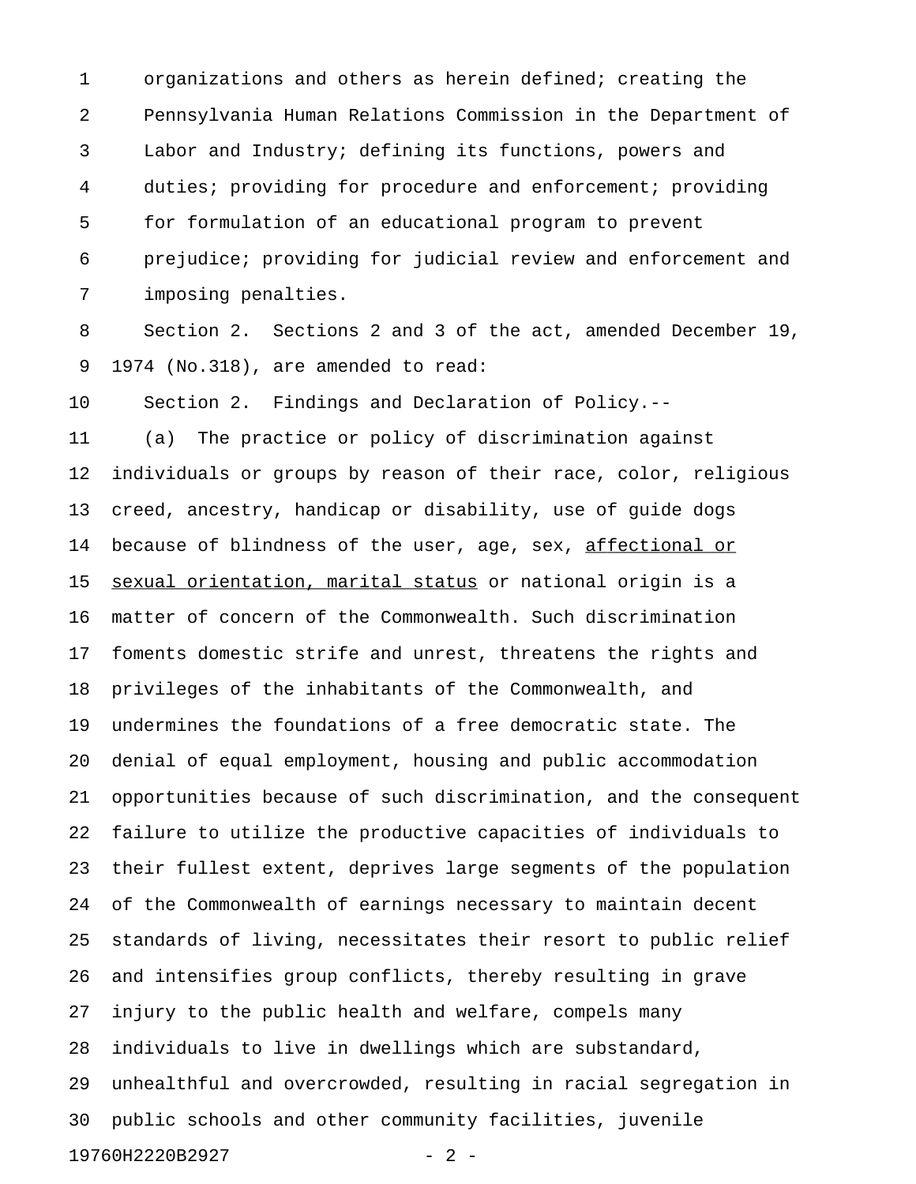organizations and others as herein defined; creating the Pennsylvania Human Relations Commission in the Department of Labor and Industry; defining its functions, powers and duties; providing for procedure and enforcement; providing for formulation of an educational program to prevent prejudice; providing for judicial review and enforcement and imposing penalties.

Section 2. Sections 2 and 3 of the act, amended December 19, 1974 (No.318), are amended to read:

Section 2. Findings and Declaration of Policy.--

(a) The practice or policy of discrimination against individuals or groups by reason of their race, color, religious creed, ancestry, handicap or disability, use of guide dogs because of blindness of the user, age, sex, <u>affectional or sexual orientation, marital status</u> or national origin is a matter of concern of the Commonwealth. Such discrimination foments domestic strife and unrest, threatens the rights and privileges of the inhabitants of the Commonwealth, and undermines the foundations of a free democratic state. The denial of equal employment, housing and public accommodation opportunities because of such discrimination, and the consequent failure to utilize the productive capacities of individuals to their fullest extent, deprives large segments of the population of the Commonwealth of earnings necessary to maintain decent standards of living, necessitates their resort to public relief and intensifies group conflicts, thereby resulting in grave injury to the public health and welfare, compels many individuals to live in dwellings which are substandard, unhealthful and overcrowded, resulting in racial segregation in public schools and other community facilities, juvenile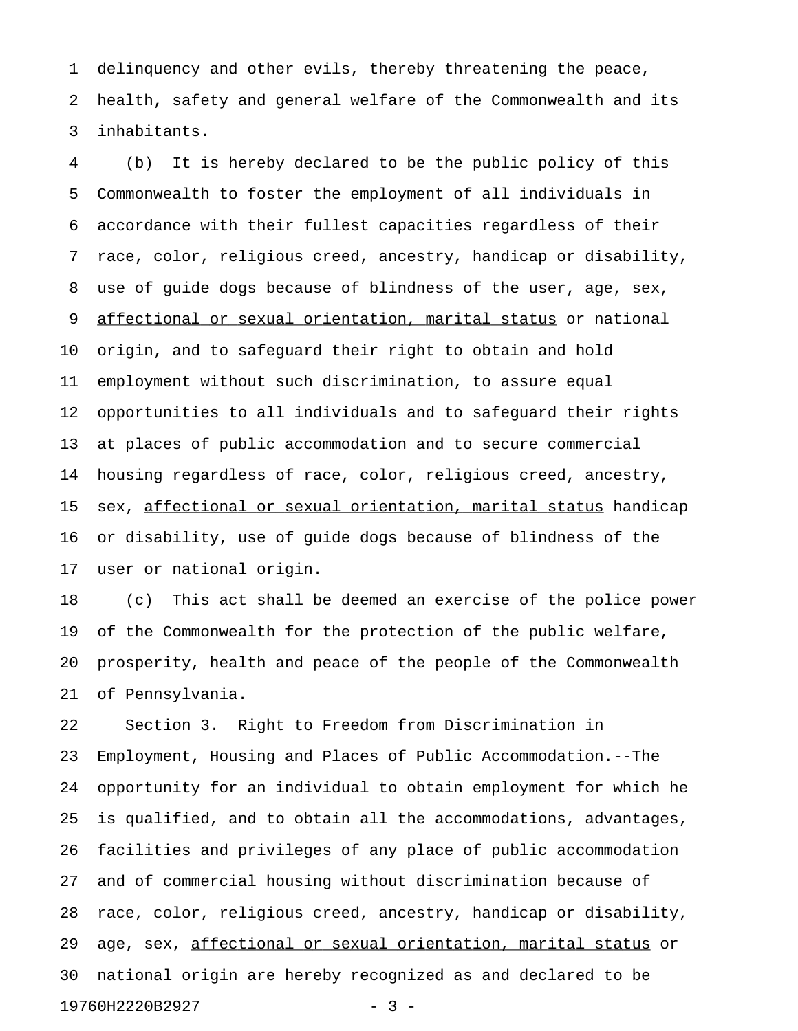delinquency and other evils, thereby threatening the peace, health, safety and general welfare of the Commonwealth and its inhabitants.

(b) It is hereby declared to be the public policy of this Commonwealth to foster the employment of all individuals in accordance with their fullest capacities regardless of their race, color, religious creed, ancestry, handicap or disability, use of guide dogs because of blindness of the user, age, sex, <u>affectional or sexual orientation, marital status</u> or national origin, and to safeguard their right to obtain and hold employment without such discrimination, to assure equal opportunities to all individuals and to safeguard their rights at places of public accommodation and to secure commercial housing regardless of race, color, religious creed, ancestry, sex, <u>affectional or sexual orientation, marital status</u> handicap or disability, use of guide dogs because of blindness of the user or national origin.

(c) This act shall be deemed an exercise of the police power of the Commonwealth for the protection of the public welfare, prosperity, health and peace of the people of the Commonwealth of Pennsylvania.

Section 3. Right to Freedom from Discrimination in Employment, Housing and Places of Public Accommodation.--The opportunity for an individual to obtain employment for which he is qualified, and to obtain all the accommodations, advantages, facilities and privileges of any place of public accommodation and of commercial housing without discrimination because of race, color, religious creed, ancestry, handicap or disability, age, sex, <u>affectional or sexual orientation, marital status</u> or national origin are hereby recognized as and declared to be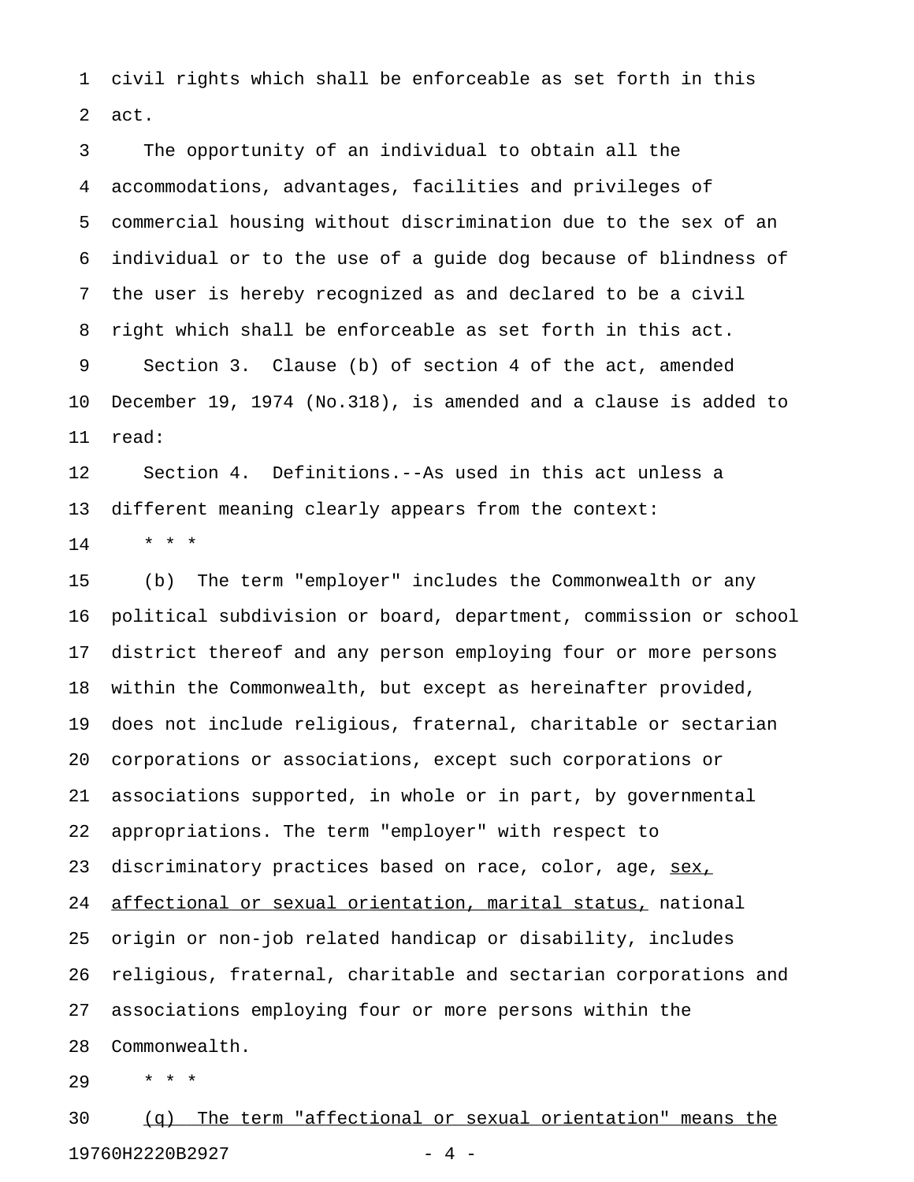civil rights which shall be enforceable as set forth in this act.

The opportunity of an individual to obtain all the accommodations, advantages, facilities and privileges of commercial housing without discrimination due to the sex of an individual or to the use of a guide dog because of blindness of the user is hereby recognized as and declared to be a civil right which shall be enforceable as set forth in this act.

Section 3. Clause (b) of section 4 of the act, amended December 19, 1974 (No.318), is amended and a clause is added to read:

Section 4. Definitions.--As used in this act unless a different meaning clearly appears from the context:

\* \* \*

(b) The term "employer" includes the Commonwealth or any political subdivision or board, department, commission or school district thereof and any person employing four or more persons within the Commonwealth, but except as hereinafter provided, does not include religious, fraternal, charitable or sectarian corporations or associations, except such corporations or associations supported, in whole or in part, by governmental appropriations. The term "employer" with respect to discriminatory practices based on race, color, age, <u>sex, affectional or sexual orientation, marital status,</u> national origin or non-job related handicap or disability, includes religious, fraternal, charitable and sectarian corporations and associations employing four or more persons within the Commonwealth.

\* \* \*

<u>(q) The term "affectional or sexual orientation" means the</u>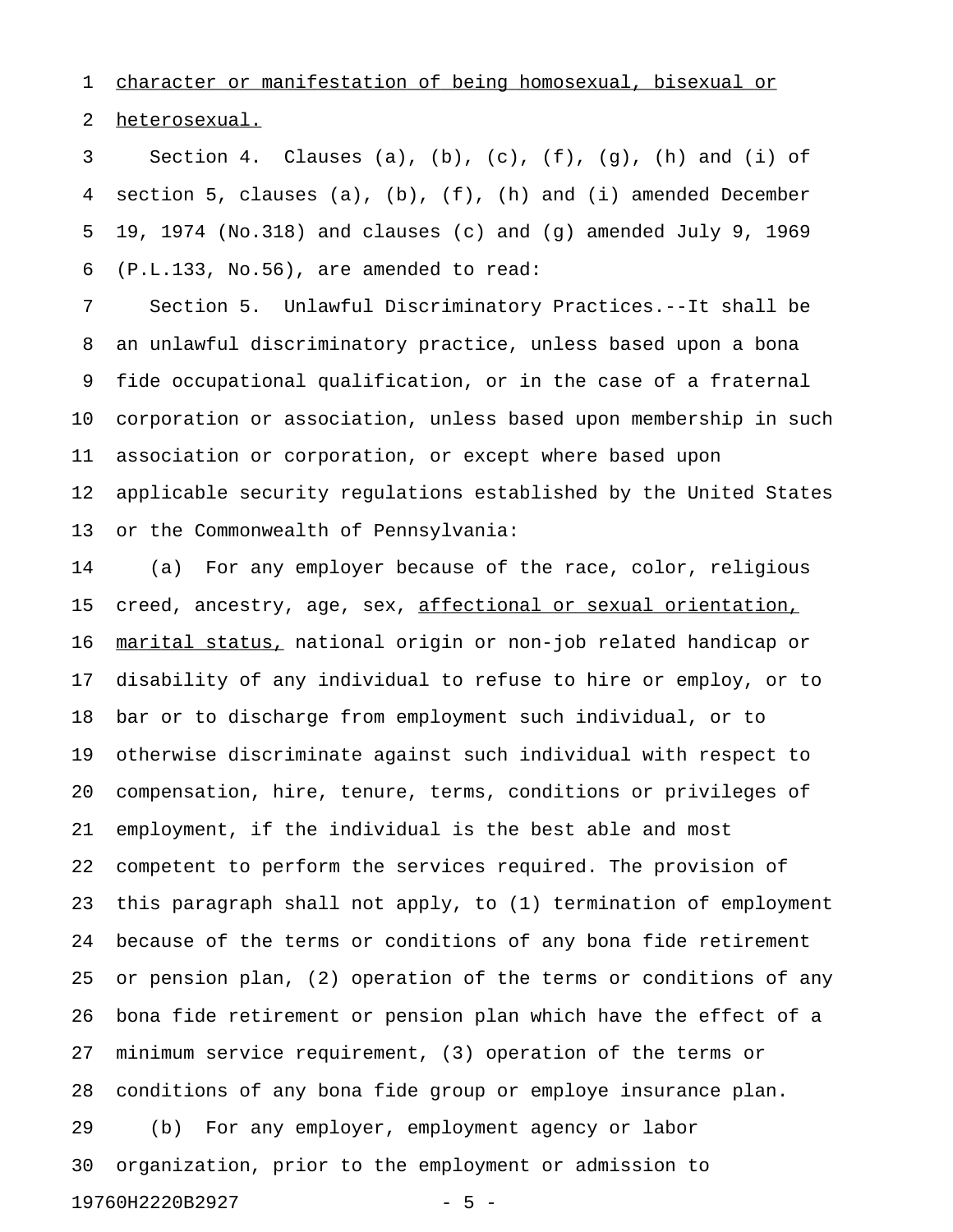character or manifestation of being homosexual, bisexual or heterosexual.

Section 4. Clauses (a), (b), (c), (f), (g), (h) and (i) of section 5, clauses (a), (b), (f), (h) and (i) amended December 19, 1974 (No.318) and clauses (c) and (g) amended July 9, 1969 (P.L.133, No.56), are amended to read:

Section 5. Unlawful Discriminatory Practices.--It shall be an unlawful discriminatory practice, unless based upon a bona fide occupational qualification, or in the case of a fraternal corporation or association, unless based upon membership in such association or corporation, or except where based upon applicable security regulations established by the United States or the Commonwealth of Pennsylvania:

(a) For any employer because of the race, color, religious creed, ancestry, age, sex, affectional or sexual orientation, marital status, national origin or non-job related handicap or disability of any individual to refuse to hire or employ, or to bar or to discharge from employment such individual, or to otherwise discriminate against such individual with respect to compensation, hire, tenure, terms, conditions or privileges of employment, if the individual is the best able and most competent to perform the services required. The provision of this paragraph shall not apply, to (1) termination of employment because of the terms or conditions of any bona fide retirement or pension plan, (2) operation of the terms or conditions of any bona fide retirement or pension plan which have the effect of a minimum service requirement, (3) operation of the terms or conditions of any bona fide group or employe insurance plan.

(b) For any employer, employment agency or labor organization, prior to the employment or admission to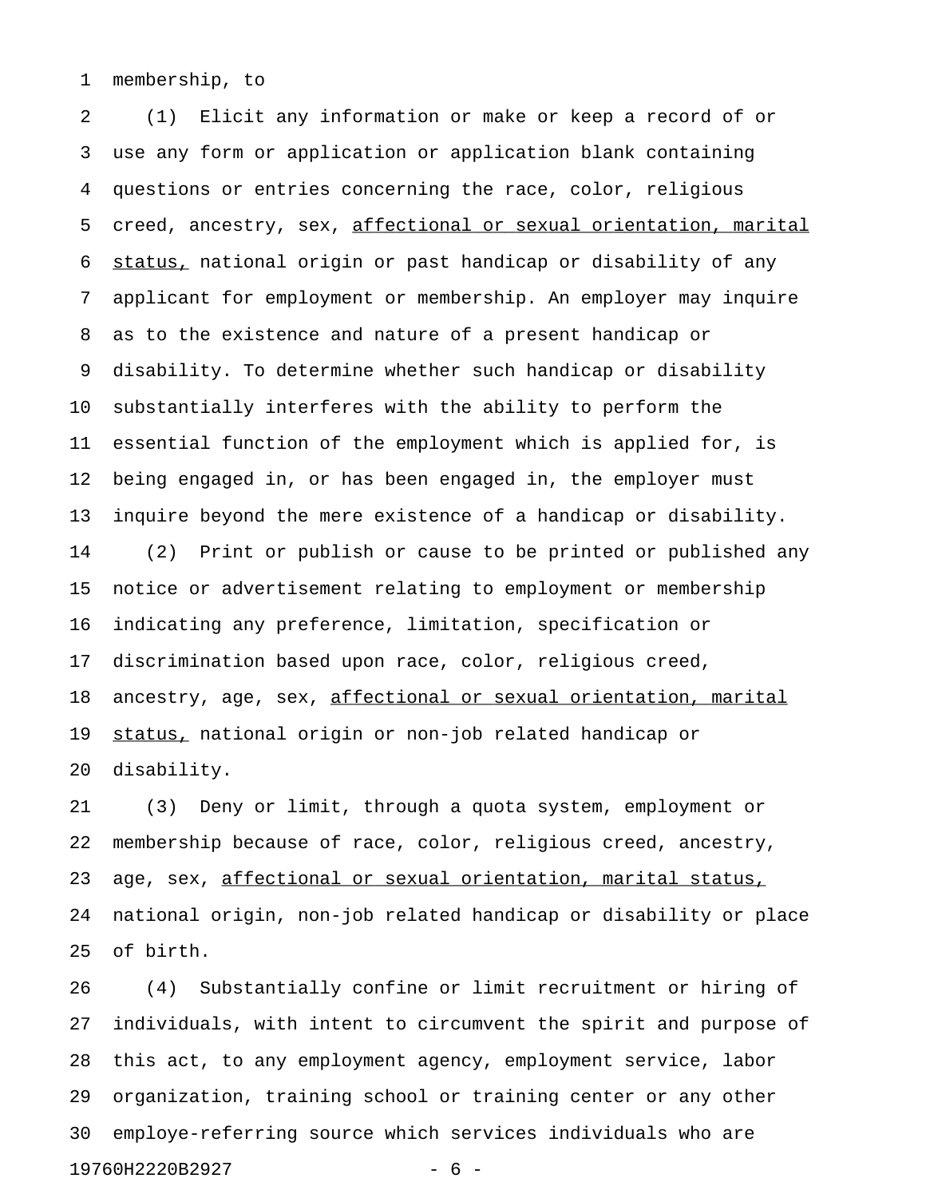membership, to

(1) Elicit any information or make or keep a record of or use any form or application or application blank containing questions or entries concerning the race, color, religious creed, ancestry, sex, <u>affectional or sexual orientation, marital status,</u> national origin or past handicap or disability of any applicant for employment or membership. An employer may inquire as to the existence and nature of a present handicap or disability. To determine whether such handicap or disability substantially interferes with the ability to perform the essential function of the employment which is applied for, is being engaged in, or has been engaged in, the employer must inquire beyond the mere existence of a handicap or disability.

(2) Print or publish or cause to be printed or published any notice or advertisement relating to employment or membership indicating any preference, limitation, specification or discrimination based upon race, color, religious creed, ancestry, age, sex, <u>affectional or sexual orientation, marital status,</u> national origin or non-job related handicap or disability.

(3) Deny or limit, through a quota system, employment or membership because of race, color, religious creed, ancestry, age, sex, <u>affectional or sexual orientation, marital status,</u> national origin, non-job related handicap or disability or place of birth.

(4) Substantially confine or limit recruitment or hiring of individuals, with intent to circumvent the spirit and purpose of this act, to any employment agency, employment service, labor organization, training school or training center or any other employe-referring source which services individuals who are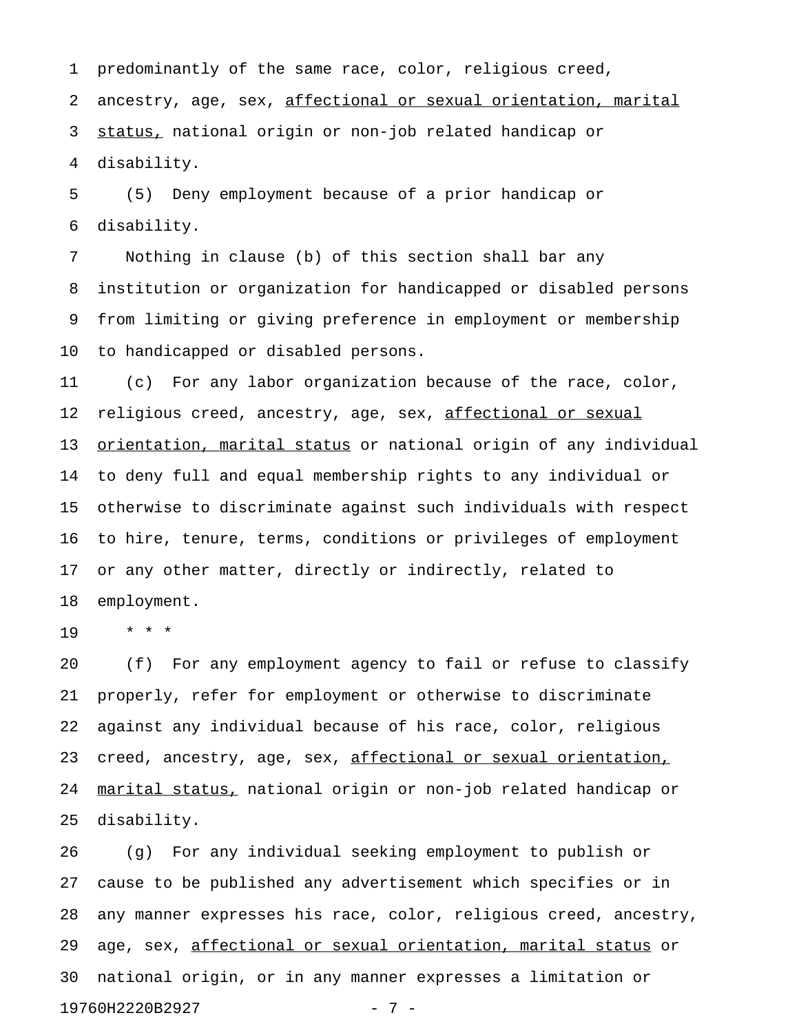predominantly of the same race, color, religious creed, ancestry, age, sex, <u>affectional or sexual orientation, marital status,</u> national origin or non-job related handicap or disability.

(5) Deny employment because of a prior handicap or disability.

Nothing in clause (b) of this section shall bar any institution or organization for handicapped or disabled persons from limiting or giving preference in employment or membership to handicapped or disabled persons.

(c) For any labor organization because of the race, color, religious creed, ancestry, age, sex, <u>affectional or sexual orientation, marital status</u> or national origin of any individual to deny full and equal membership rights to any individual or otherwise to discriminate against such individuals with respect to hire, tenure, terms, conditions or privileges of employment or any other matter, directly or indirectly, related to employment.

\* \* \*

(f) For any employment agency to fail or refuse to classify properly, refer for employment or otherwise to discriminate against any individual because of his race, color, religious creed, ancestry, age, sex, <u>affectional or sexual orientation, marital status,</u> national origin or non-job related handicap or disability.

(g) For any individual seeking employment to publish or cause to be published any advertisement which specifies or in any manner expresses his race, color, religious creed, ancestry, age, sex, <u>affectional or sexual orientation, marital status</u> or national origin, or in any manner expresses a limitation or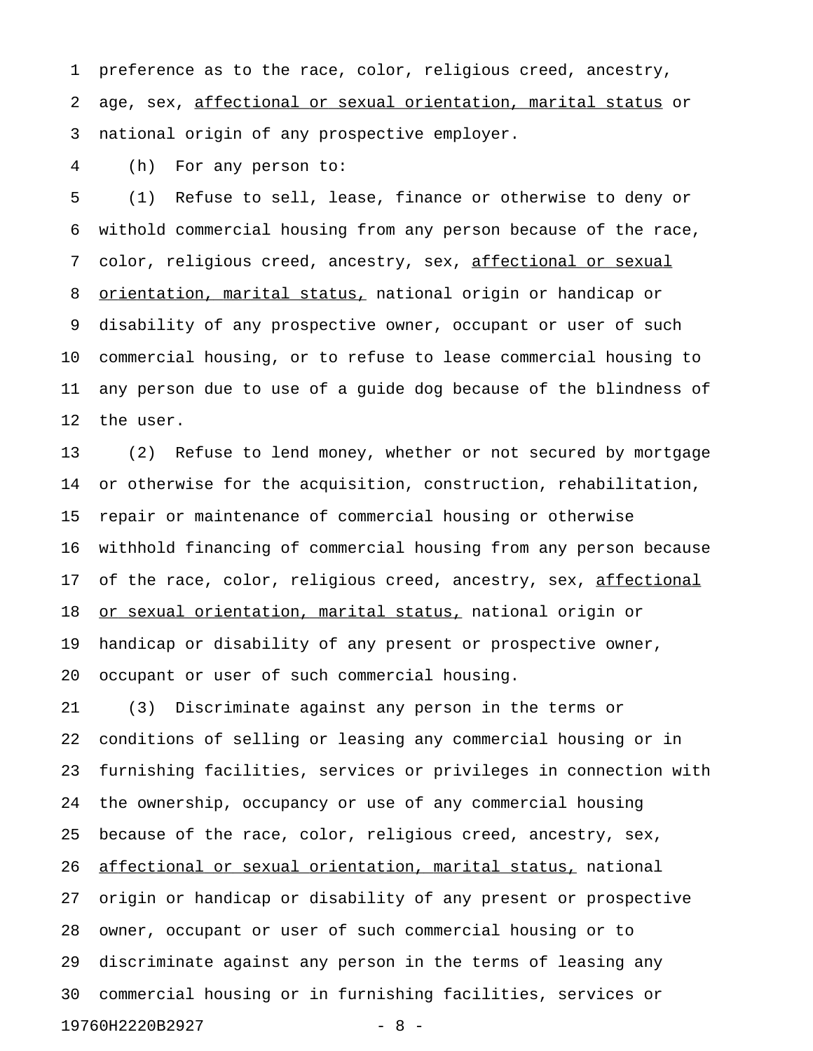preference as to the race, color, religious creed, ancestry, age, sex, <u>affectional or sexual orientation, marital status</u> or national origin of any prospective employer.

(h) For any person to:

(1) Refuse to sell, lease, finance or otherwise to deny or withold commercial housing from any person because of the race, color, religious creed, ancestry, sex, <u>affectional or sexual orientation, marital status,</u> national origin or handicap or disability of any prospective owner, occupant or user of such commercial housing, or to refuse to lease commercial housing to any person due to use of a guide dog because of the blindness of the user.

(2) Refuse to lend money, whether or not secured by mortgage or otherwise for the acquisition, construction, rehabilitation, repair or maintenance of commercial housing or otherwise withhold financing of commercial housing from any person because of the race, color, religious creed, ancestry, sex, <u>affectional or sexual orientation, marital status,</u> national origin or handicap or disability of any present or prospective owner, occupant or user of such commercial housing.

(3) Discriminate against any person in the terms or conditions of selling or leasing any commercial housing or in furnishing facilities, services or privileges in connection with the ownership, occupancy or use of any commercial housing because of the race, color, religious creed, ancestry, sex, <u>affectional or sexual orientation, marital status,</u> national origin or handicap or disability of any present or prospective owner, occupant or user of such commercial housing or to discriminate against any person in the terms of leasing any commercial housing or in furnishing facilities, services or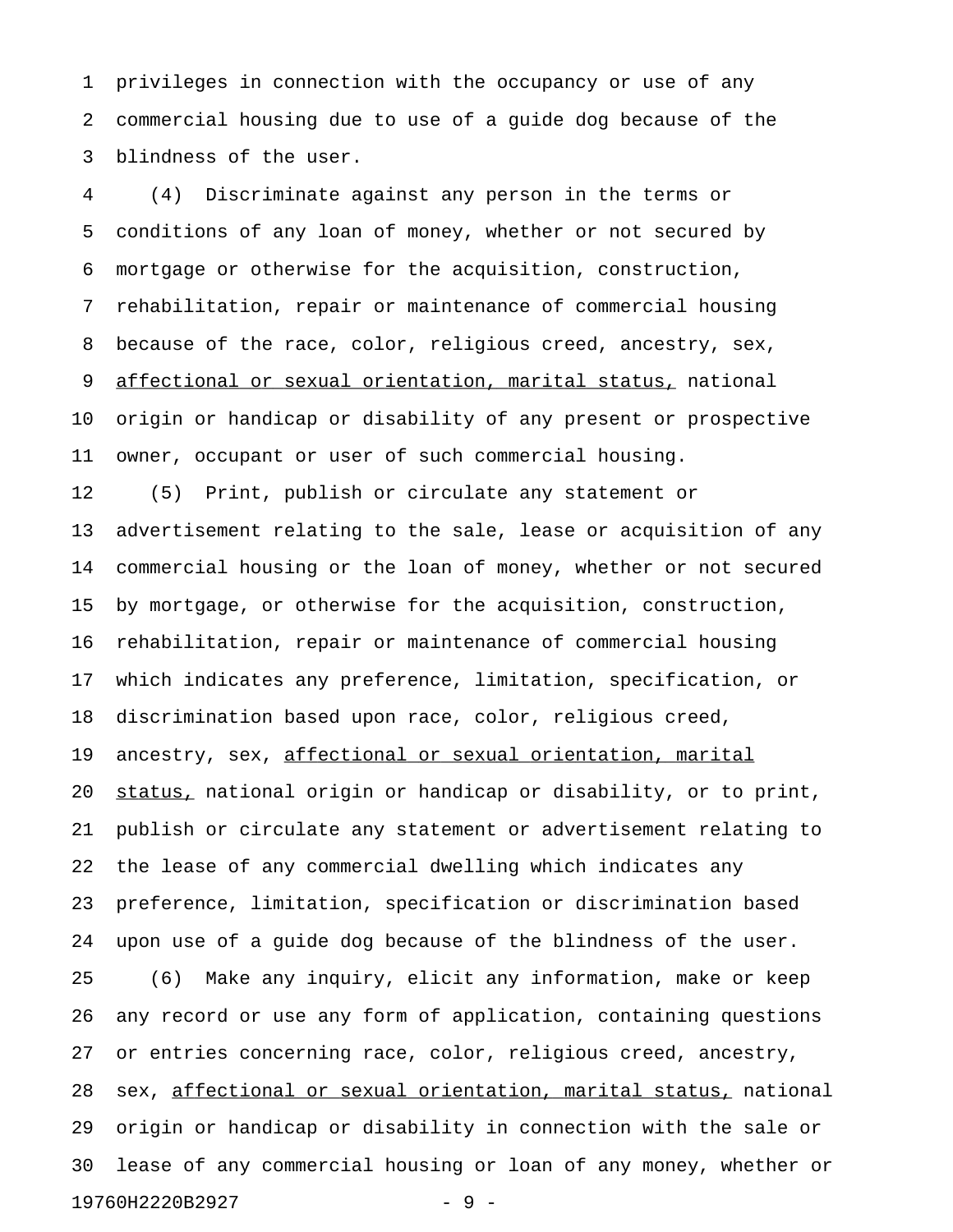privileges in connection with the occupancy or use of any commercial housing due to use of a guide dog because of the blindness of the user.

(4) Discriminate against any person in the terms or conditions of any loan of money, whether or not secured by mortgage or otherwise for the acquisition, construction, rehabilitation, repair or maintenance of commercial housing because of the race, color, religious creed, ancestry, sex, <u>affectional or sexual orientation, marital status,</u> national origin or handicap or disability of any present or prospective owner, occupant or user of such commercial housing.

(5) Print, publish or circulate any statement or advertisement relating to the sale, lease or acquisition of any commercial housing or the loan of money, whether or not secured by mortgage, or otherwise for the acquisition, construction, rehabilitation, repair or maintenance of commercial housing which indicates any preference, limitation, specification, or discrimination based upon race, color, religious creed, ancestry, sex, <u>affectional or sexual orientation, marital status,</u> national origin or handicap or disability, or to print, publish or circulate any statement or advertisement relating to the lease of any commercial dwelling which indicates any preference, limitation, specification or discrimination based upon use of a guide dog because of the blindness of the user.

(6) Make any inquiry, elicit any information, make or keep any record or use any form of application, containing questions or entries concerning race, color, religious creed, ancestry, sex, <u>affectional or sexual orientation, marital status,</u> national origin or handicap or disability in connection with the sale or lease of any commercial housing or loan of any money, whether or

19760H2220B2927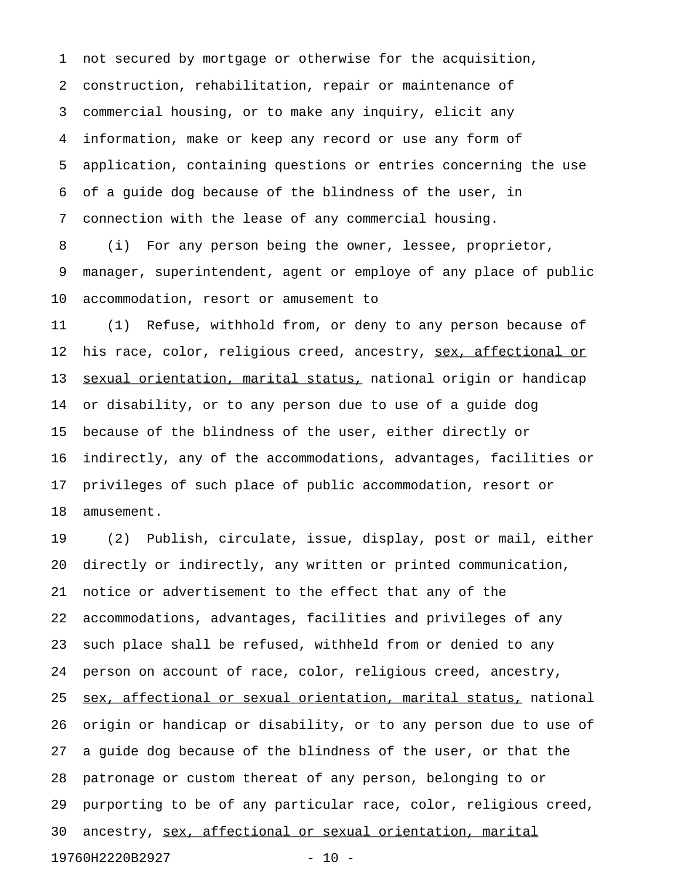not secured by mortgage or otherwise for the acquisition, construction, rehabilitation, repair or maintenance of commercial housing, or to make any inquiry, elicit any information, make or keep any record or use any form of application, containing questions or entries concerning the use of a guide dog because of the blindness of the user, in connection with the lease of any commercial housing.

(i) For any person being the owner, lessee, proprietor, manager, superintendent, agent or employe of any place of public accommodation, resort or amusement to

(1) Refuse, withhold from, or deny to any person because of his race, color, religious creed, ancestry, <u>sex, affectional or sexual orientation, marital status,</u> national origin or handicap or disability, or to any person due to use of a guide dog because of the blindness of the user, either directly or indirectly, any of the accommodations, advantages, facilities or privileges of such place of public accommodation, resort or amusement.

(2) Publish, circulate, issue, display, post or mail, either directly or indirectly, any written or printed communication, notice or advertisement to the effect that any of the accommodations, advantages, facilities and privileges of any such place shall be refused, withheld from or denied to any person on account of race, color, religious creed, ancestry, <u>sex, affectional or sexual orientation, marital status,</u> national origin or handicap or disability, or to any person due to use of a guide dog because of the blindness of the user, or that the patronage or custom thereat of any person, belonging to or purporting to be of any particular race, color, religious creed, ancestry, <u>sex, affectional or sexual orientation, marital</u>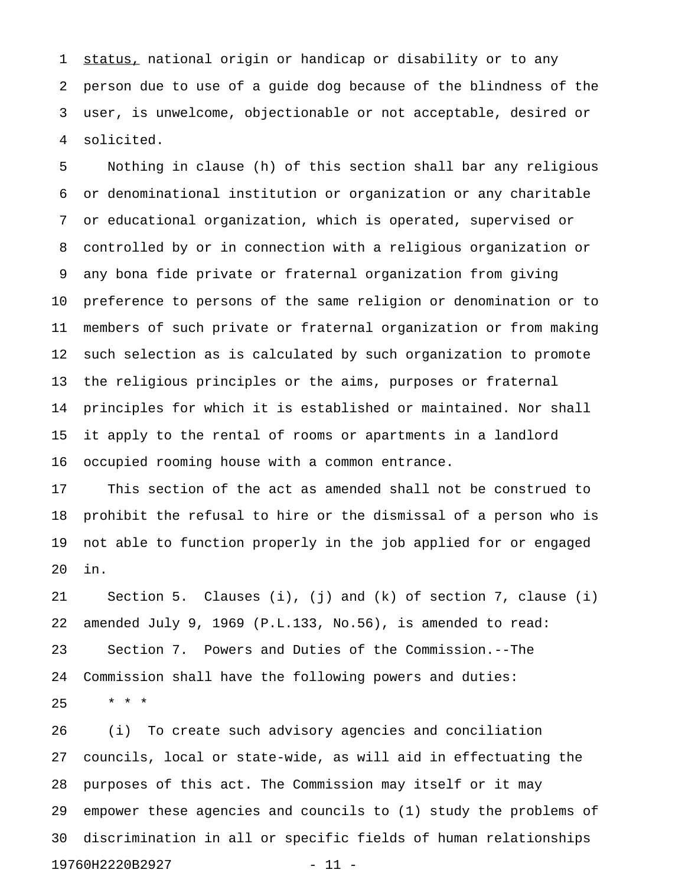status, national origin or handicap or disability or to any person due to use of a guide dog because of the blindness of the user, is unwelcome, objectionable or not acceptable, desired or solicited.

Nothing in clause (h) of this section shall bar any religious or denominational institution or organization or any charitable or educational organization, which is operated, supervised or controlled by or in connection with a religious organization or any bona fide private or fraternal organization from giving preference to persons of the same religion or denomination or to members of such private or fraternal organization or from making such selection as is calculated by such organization to promote the religious principles or the aims, purposes or fraternal principles for which it is established or maintained. Nor shall it apply to the rental of rooms or apartments in a landlord occupied rooming house with a common entrance.

This section of the act as amended shall not be construed to prohibit the refusal to hire or the dismissal of a person who is not able to function properly in the job applied for or engaged in.

Section 5. Clauses (i), (j) and (k) of section 7, clause (i) amended July 9, 1969 (P.L.133, No.56), is amended to read:

Section 7. Powers and Duties of the Commission.--The Commission shall have the following powers and duties:

* * *

(i) To create such advisory agencies and conciliation councils, local or state-wide, as will aid in effectuating the purposes of this act. The Commission may itself or it may empower these agencies and councils to (1) study the problems of discrimination in all or specific fields of human relationships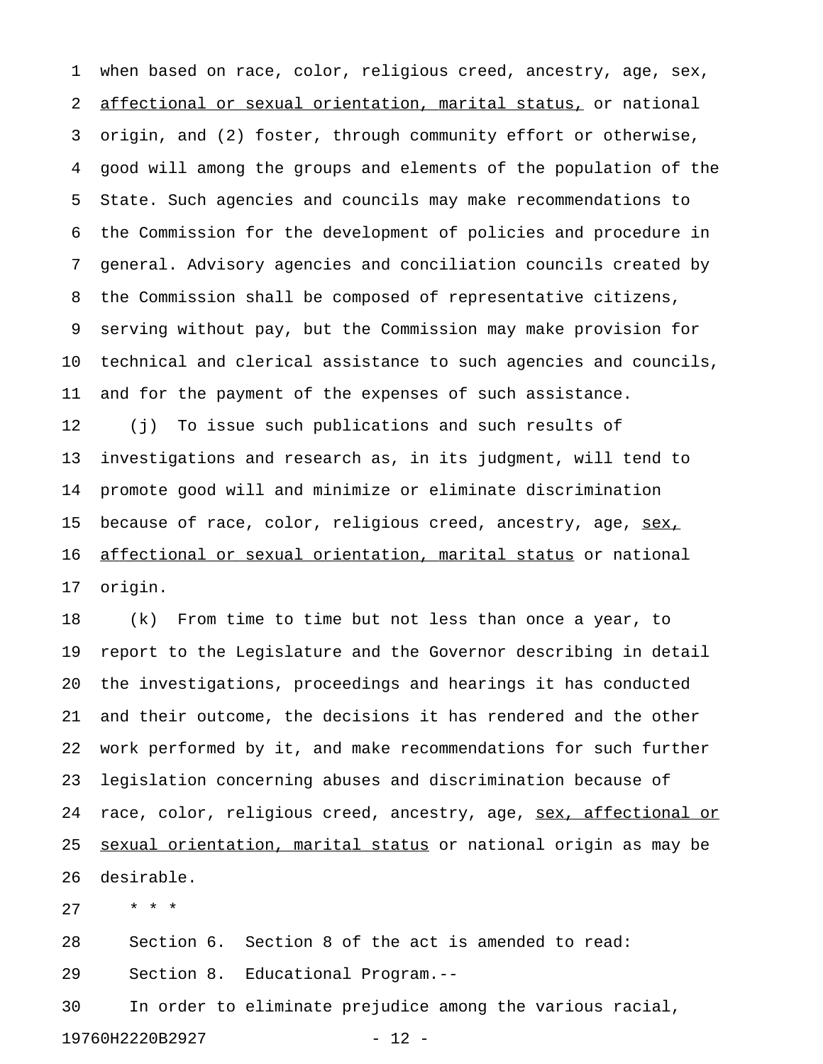when based on race, color, religious creed, ancestry, age, sex, <u>affectional or sexual orientation, marital status,</u> or national origin, and (2) foster, through community effort or otherwise, good will among the groups and elements of the population of the State. Such agencies and councils may make recommendations to the Commission for the development of policies and procedure in general. Advisory agencies and conciliation councils created by the Commission shall be composed of representative citizens, serving without pay, but the Commission may make provision for technical and clerical assistance to such agencies and councils, and for the payment of the expenses of such assistance.

(j) To issue such publications and such results of investigations and research as, in its judgment, will tend to promote good will and minimize or eliminate discrimination because of race, color, religious creed, ancestry, age, <u>sex, affectional or sexual orientation, marital status</u> or national origin.

(k) From time to time but not less than once a year, to report to the Legislature and the Governor describing in detail the investigations, proceedings and hearings it has conducted and their outcome, the decisions it has rendered and the other work performed by it, and make recommendations for such further legislation concerning abuses and discrimination because of race, color, religious creed, ancestry, age, <u>sex, affectional or sexual orientation, marital status</u> or national origin as may be desirable.

\* \* \*

Section 6. Section 8 of the act is amended to read:

Section 8. Educational Program.--

In order to eliminate prejudice among the various racial,

19760H2220B2927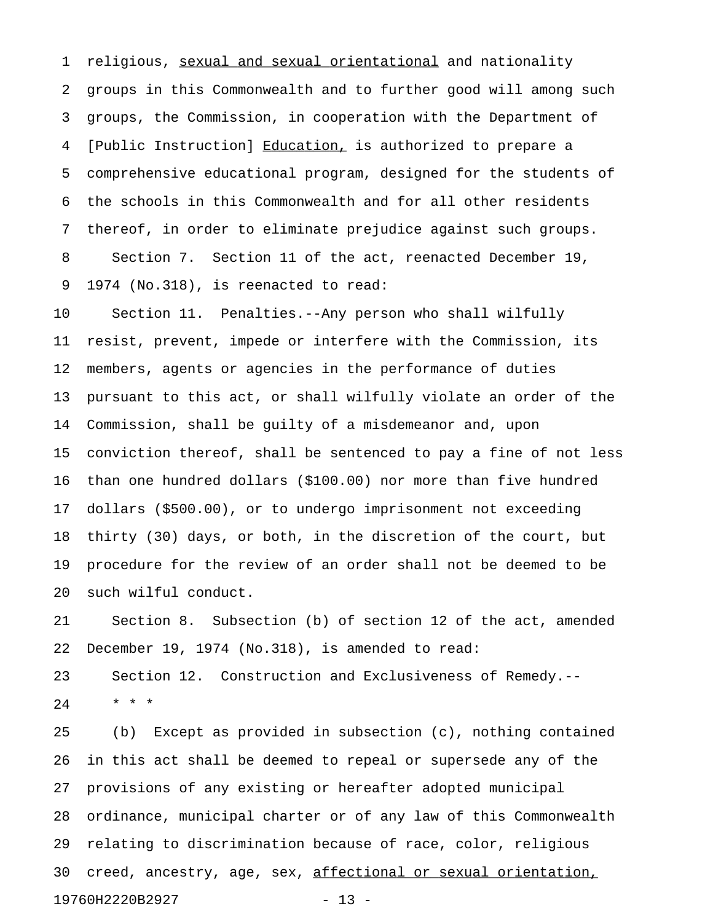religious, <u>sexual and sexual orientational</u> and nationality groups in this Commonwealth and to further good will among such groups, the Commission, in cooperation with the Department of [Public Instruction] <u>Education,</u> is authorized to prepare a comprehensive educational program, designed for the students of the schools in this Commonwealth and for all other residents thereof, in order to eliminate prejudice against such groups.

Section 7. Section 11 of the act, reenacted December 19, 1974 (No.318), is reenacted to read:

Section 11. Penalties.--Any person who shall wilfully resist, prevent, impede or interfere with the Commission, its members, agents or agencies in the performance of duties pursuant to this act, or shall wilfully violate an order of the Commission, shall be guilty of a misdemeanor and, upon conviction thereof, shall be sentenced to pay a fine of not less than one hundred dollars ($100.00) nor more than five hundred dollars ($500.00), or to undergo imprisonment not exceeding thirty (30) days, or both, in the discretion of the court, but procedure for the review of an order shall not be deemed to be such wilful conduct.

Section 8. Subsection (b) of section 12 of the act, amended December 19, 1974 (No.318), is amended to read:

Section 12. Construction and Exclusiveness of Remedy.--

\* \* \*

(b) Except as provided in subsection (c), nothing contained in this act shall be deemed to repeal or supersede any of the provisions of any existing or hereafter adopted municipal ordinance, municipal charter or of any law of this Commonwealth relating to discrimination because of race, color, religious creed, ancestry, age, sex, <u>affectional or sexual orientation,</u>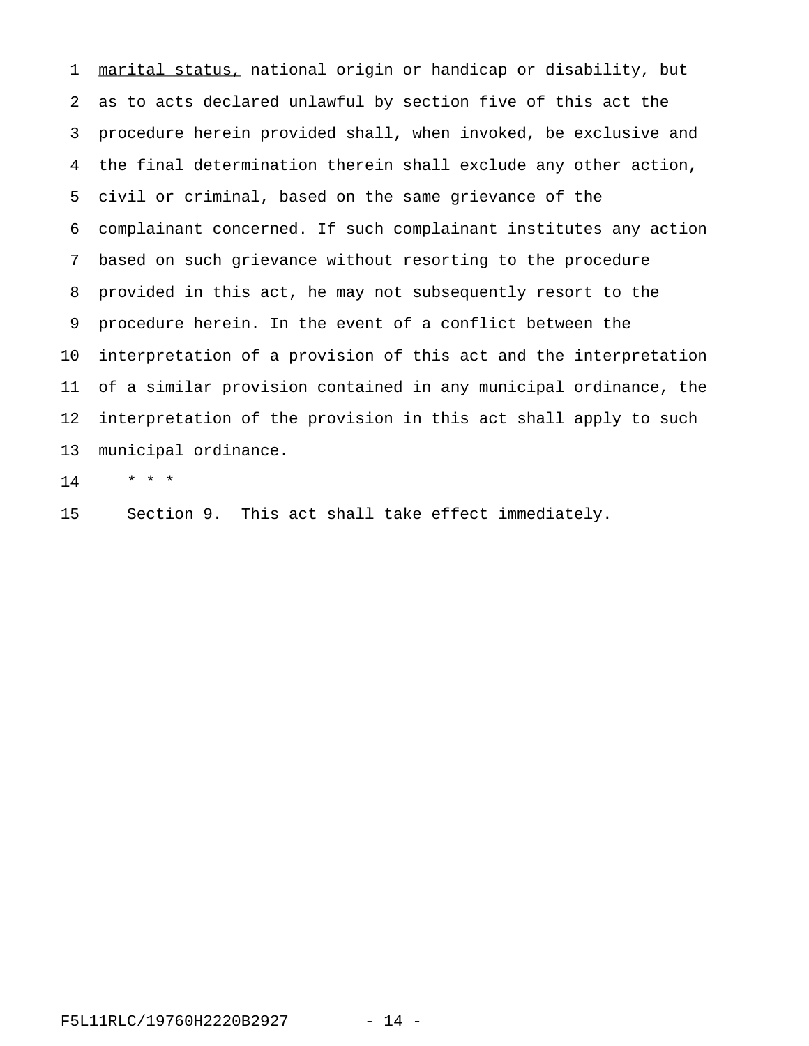<u>marital status,</u> national origin or handicap or disability, but as to acts declared unlawful by section five of this act the procedure herein provided shall, when invoked, be exclusive and the final determination therein shall exclude any other action, civil or criminal, based on the same grievance of the complainant concerned. If such complainant institutes any action based on such grievance without resorting to the procedure provided in this act, he may not subsequently resort to the procedure herein. In the event of a conflict between the interpretation of a provision of this act and the interpretation of a similar provision contained in any municipal ordinance, the interpretation of the provision in this act shall apply to such municipal ordinance.

* * *

Section 9. This act shall take effect immediately.